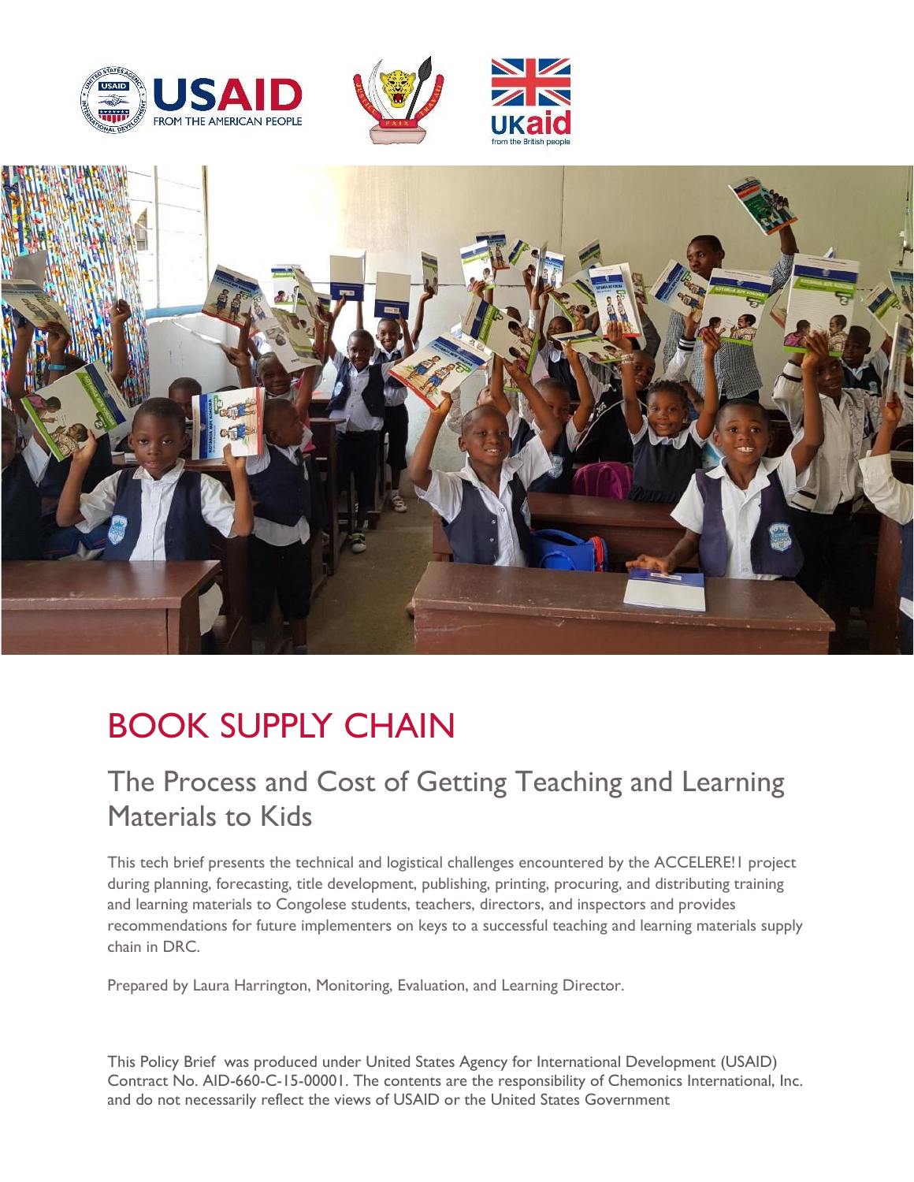# BOOK SUPPLY CHAIN

## The Process and Cost of Getting Teaching and Learning Materials to Kids

This tech brief presents the technical and logistical challenges encountered by the ACCELERE!1 project during planning, forecasting, title development, publishing, printing, procuring, and distributing training and learning materials to Congolese students, teachers, directors, and inspectors and provides recommendations for future implementers on keys to a successful teaching and learning materials supply chain in DRC.

Prepared by Laura Harrington, Monitoring, Evaluation, and Learning Director.

This Policy Brief was produced under United States Agency for International Development (USAID) Contract No. AID-660-C-15-00001. The contents are the responsibility of Chemonics International, Inc. and do not necessarily reflect the views of USAID or the United States Government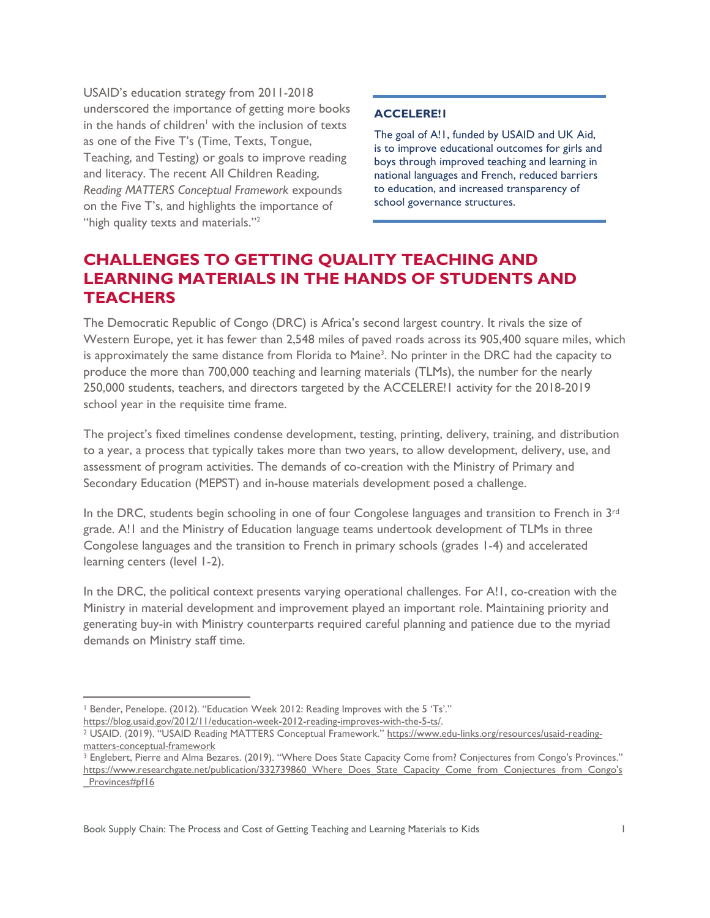USAID's education strategy from 2011-2018 underscored the importance of getting more books in the hands of children[1] with the inclusion of texts as one of the Five T's (Time, Texts, Tongue, Teaching, and Testing) or goals to improve reading and literacy. The recent All Children Reading, *Reading MATTERS Conceptual Framework* expounds on the Five T's, and highlights the importance of "high quality texts and materials."[2]

**ACCELERE!1**

The goal of A!1, funded by USAID and UK Aid, is to improve educational outcomes for girls and boys through improved teaching and learning in national languages and French, reduced barriers to education, and increased transparency of school governance structures.

## CHALLENGES TO GETTING QUALITY TEACHING AND LEARNING MATERIALS IN THE HANDS OF STUDENTS AND TEACHERS

The Democratic Republic of Congo (DRC) is Africa's second largest country. It rivals the size of Western Europe, yet it has fewer than 2,548 miles of paved roads across its 905,400 square miles, which is approximately the same distance from Florida to Maine[3]. No printer in the DRC had the capacity to produce the more than 700,000 teaching and learning materials (TLMs), the number for the nearly 250,000 students, teachers, and directors targeted by the ACCELERE!1 activity for the 2018-2019 school year in the requisite time frame.

The project's fixed timelines condense development, testing, printing, delivery, training, and distribution to a year, a process that typically takes more than two years, to allow development, delivery, use, and assessment of program activities. The demands of co-creation with the Ministry of Primary and Secondary Education (MEPST) and in-house materials development posed a challenge.

In the DRC, students begin schooling in one of four Congolese languages and transition to French in 3rd grade. A!1 and the Ministry of Education language teams undertook development of TLMs in three Congolese languages and the transition to French in primary schools (grades 1-4) and accelerated learning centers (level 1-2).

In the DRC, the political context presents varying operational challenges. For A!1, co-creation with the Ministry in material development and improvement played an important role. Maintaining priority and generating buy-in with Ministry counterparts required careful planning and patience due to the myriad demands on Ministry staff time.

---

[1] Bender, Penelope. (2012). "Education Week 2012: Reading Improves with the 5 'Ts'." https://blog.usaid.gov/2012/11/education-week-2012-reading-improves-with-the-5-ts/.

[2] USAID. (2019). "USAID Reading MATTERS Conceptual Framework." https://www.edu-links.org/resources/usaid-reading-matters-conceptual-framework

[3] Englebert, Pierre and Alma Bezares. (2019). "Where Does State Capacity Come from? Conjectures from Congo's Provinces." https://www.researchgate.net/publication/332739860_Where_Does_State_Capacity_Come_from_Conjectures_from_Congo's_Provinces#pf16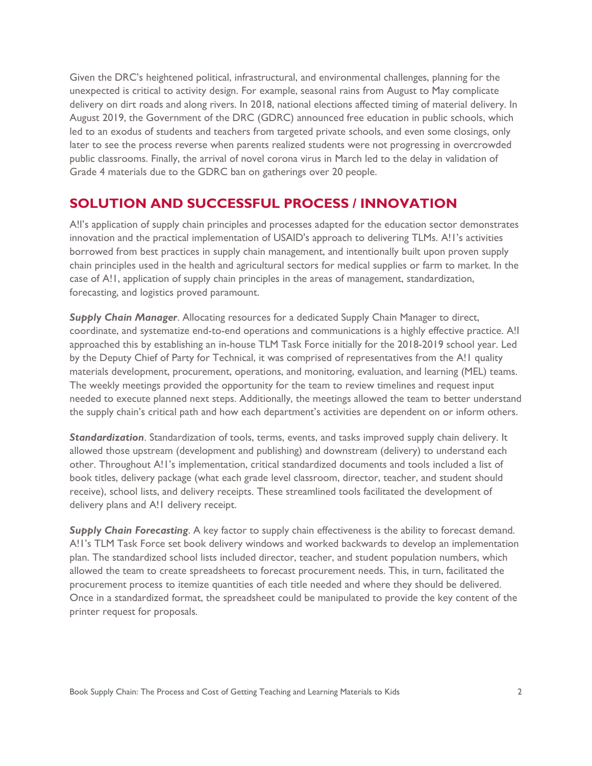Given the DRC's heightened political, infrastructural, and environmental challenges, planning for the unexpected is critical to activity design. For example, seasonal rains from August to May complicate delivery on dirt roads and along rivers. In 2018, national elections affected timing of material delivery. In August 2019, the Government of the DRC (GDRC) announced free education in public schools, which led to an exodus of students and teachers from targeted private schools, and even some closings, only later to see the process reverse when parents realized students were not progressing in overcrowded public classrooms. Finally, the arrival of novel corona virus in March led to the delay in validation of Grade 4 materials due to the GDRC ban on gatherings over 20 people.

## SOLUTION AND SUCCESSFUL PROCESS / INNOVATION

A!l's application of supply chain principles and processes adapted for the education sector demonstrates innovation and the practical implementation of USAID's approach to delivering TLMs. A!1's activities borrowed from best practices in supply chain management, and intentionally built upon proven supply chain principles used in the health and agricultural sectors for medical supplies or farm to market. In the case of A!1, application of supply chain principles in the areas of management, standardization, forecasting, and logistics proved paramount.

***Supply Chain Manager***. Allocating resources for a dedicated Supply Chain Manager to direct, coordinate, and systematize end-to-end operations and communications is a highly effective practice. A!l approached this by establishing an in-house TLM Task Force initially for the 2018-2019 school year. Led by the Deputy Chief of Party for Technical, it was comprised of representatives from the A!1 quality materials development, procurement, operations, and monitoring, evaluation, and learning (MEL) teams. The weekly meetings provided the opportunity for the team to review timelines and request input needed to execute planned next steps. Additionally, the meetings allowed the team to better understand the supply chain's critical path and how each department's activities are dependent on or inform others.

***Standardization***. Standardization of tools, terms, events, and tasks improved supply chain delivery. It allowed those upstream (development and publishing) and downstream (delivery) to understand each other. Throughout A!1's implementation, critical standardized documents and tools included a list of book titles, delivery package (what each grade level classroom, director, teacher, and student should receive), school lists, and delivery receipts. These streamlined tools facilitated the development of delivery plans and A!1 delivery receipt.

***Supply Chain Forecasting***. A key factor to supply chain effectiveness is the ability to forecast demand. A!1's TLM Task Force set book delivery windows and worked backwards to develop an implementation plan. The standardized school lists included director, teacher, and student population numbers, which allowed the team to create spreadsheets to forecast procurement needs. This, in turn, facilitated the procurement process to itemize quantities of each title needed and where they should be delivered. Once in a standardized format, the spreadsheet could be manipulated to provide the key content of the printer request for proposals.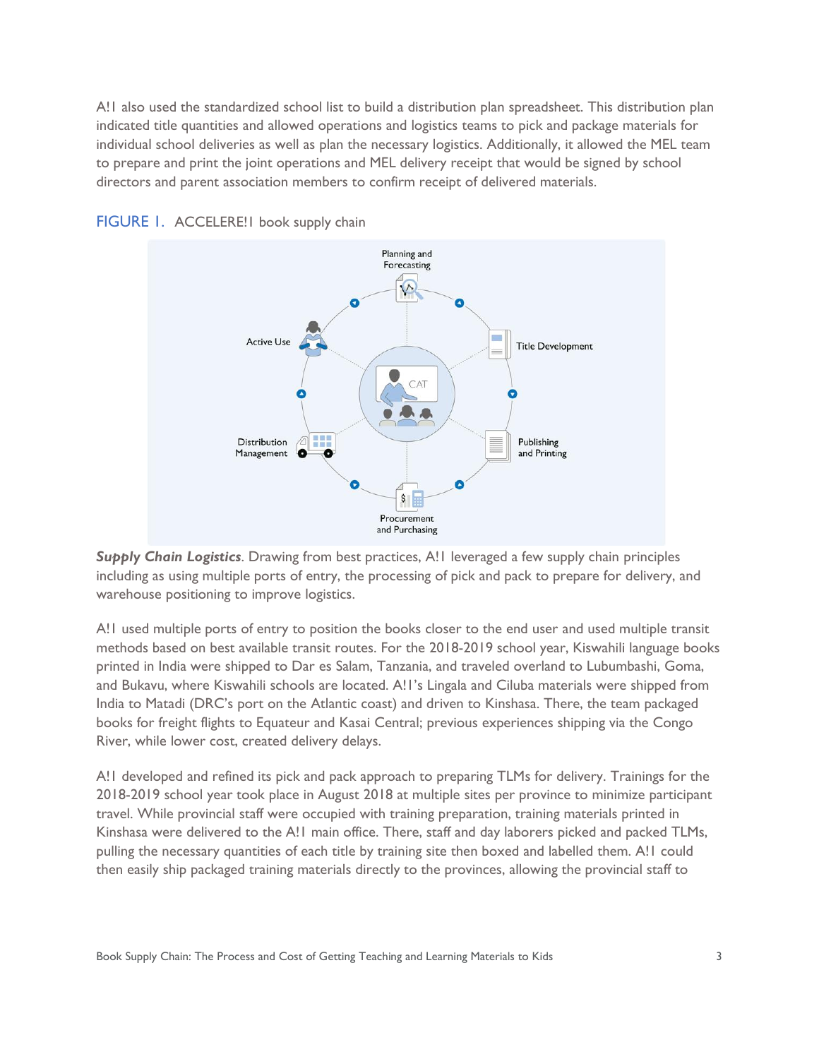A!I also used the standardized school list to build a distribution plan spreadsheet. This distribution plan indicated title quantities and allowed operations and logistics teams to pick and package materials for individual school deliveries as well as plan the necessary logistics. Additionally, it allowed the MEL team to prepare and print the joint operations and MEL delivery receipt that would be signed by school directors and parent association members to confirm receipt of delivered materials.

FIGURE 1. ACCELERE!1 book supply chain

***Supply Chain Logistics***. Drawing from best practices, A!1 leveraged a few supply chain principles including as using multiple ports of entry, the processing of pick and pack to prepare for delivery, and warehouse positioning to improve logistics.

A!1 used multiple ports of entry to position the books closer to the end user and used multiple transit methods based on best available transit routes. For the 2018-2019 school year, Kiswahili language books printed in India were shipped to Dar es Salam, Tanzania, and traveled overland to Lubumbashi, Goma, and Bukavu, where Kiswahili schools are located. A!1's Lingala and Ciluba materials were shipped from India to Matadi (DRC's port on the Atlantic coast) and driven to Kinshasa. There, the team packaged books for freight flights to Equateur and Kasai Central; previous experiences shipping via the Congo River, while lower cost, created delivery delays.

A!1 developed and refined its pick and pack approach to preparing TLMs for delivery. Trainings for the 2018-2019 school year took place in August 2018 at multiple sites per province to minimize participant travel. While provincial staff were occupied with training preparation, training materials printed in Kinshasa were delivered to the A!1 main office. There, staff and day laborers picked and packed TLMs, pulling the necessary quantities of each title by training site then boxed and labelled them. A!1 could then easily ship packaged training materials directly to the provinces, allowing the provincial staff to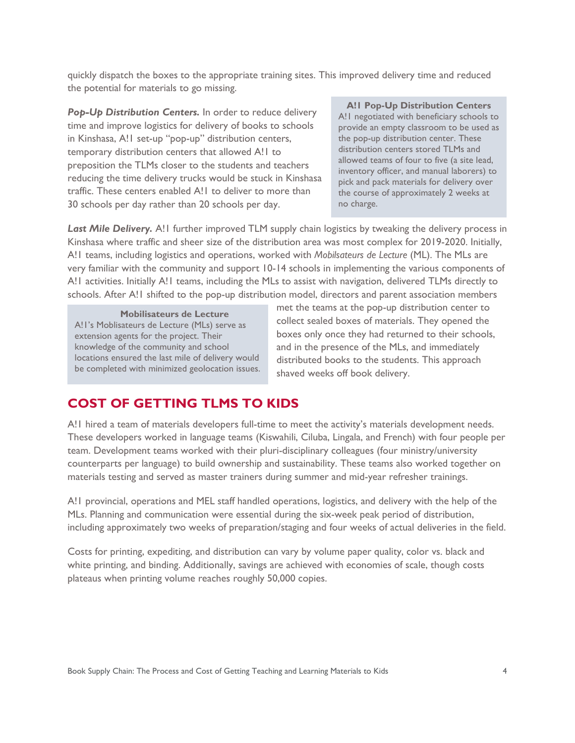quickly dispatch the boxes to the appropriate training sites. This improved delivery time and reduced the potential for materials to go missing.

***Pop-Up Distribution Centers.*** In order to reduce delivery time and improve logistics for delivery of books to schools in Kinshasa, A!I set-up "pop-up" distribution centers, temporary distribution centers that allowed A!I to preposition the TLMs closer to the students and teachers reducing the time delivery trucks would be stuck in Kinshasa traffic. These centers enabled A!I to deliver to more than 30 schools per day rather than 20 schools per day.

> **A!I Pop-Up Distribution Centers**
> A!I negotiated with beneficiary schools to provide an empty classroom to be used as the pop-up distribution center. These distribution centers stored TLMs and allowed teams of four to five (a site lead, inventory officer, and manual laborers) to pick and pack materials for delivery over the course of approximately 2 weeks at no charge.

***Last Mile Delivery.*** A!I further improved TLM supply chain logistics by tweaking the delivery process in Kinshasa where traffic and sheer size of the distribution area was most complex for 2019-2020. Initially, A!I teams, including logistics and operations, worked with *Mobilsateurs de Lecture* (ML). The MLs are very familiar with the community and support 10-14 schools in implementing the various components of A!I activities. Initially A!I teams, including the MLs to assist with navigation, delivered TLMs directly to schools. After A!I shifted to the pop-up distribution model, directors and parent association members met the teams at the pop-up distribution center to collect sealed boxes of materials. They opened the boxes only once they had returned to their schools, and in the presence of the MLs, and immediately distributed books to the students. This approach shaved weeks off book delivery.

> **Mobilisateurs de Lecture**
> A!I's Moblisateurs de Lecture (MLs) serve as extension agents for the project. Their knowledge of the community and school locations ensured the last mile of delivery would be completed with minimized geolocation issues.

## COST OF GETTING TLMS TO KIDS

A!I hired a team of materials developers full-time to meet the activity's materials development needs. These developers worked in language teams (Kiswahili, Ciluba, Lingala, and French) with four people per team. Development teams worked with their pluri-disciplinary colleagues (four ministry/university counterparts per language) to build ownership and sustainability. These teams also worked together on materials testing and served as master trainers during summer and mid-year refresher trainings.

A!I provincial, operations and MEL staff handled operations, logistics, and delivery with the help of the MLs. Planning and communication were essential during the six-week peak period of distribution, including approximately two weeks of preparation/staging and four weeks of actual deliveries in the field.

Costs for printing, expediting, and distribution can vary by volume paper quality, color vs. black and white printing, and binding. Additionally, savings are achieved with economies of scale, though costs plateaus when printing volume reaches roughly 50,000 copies.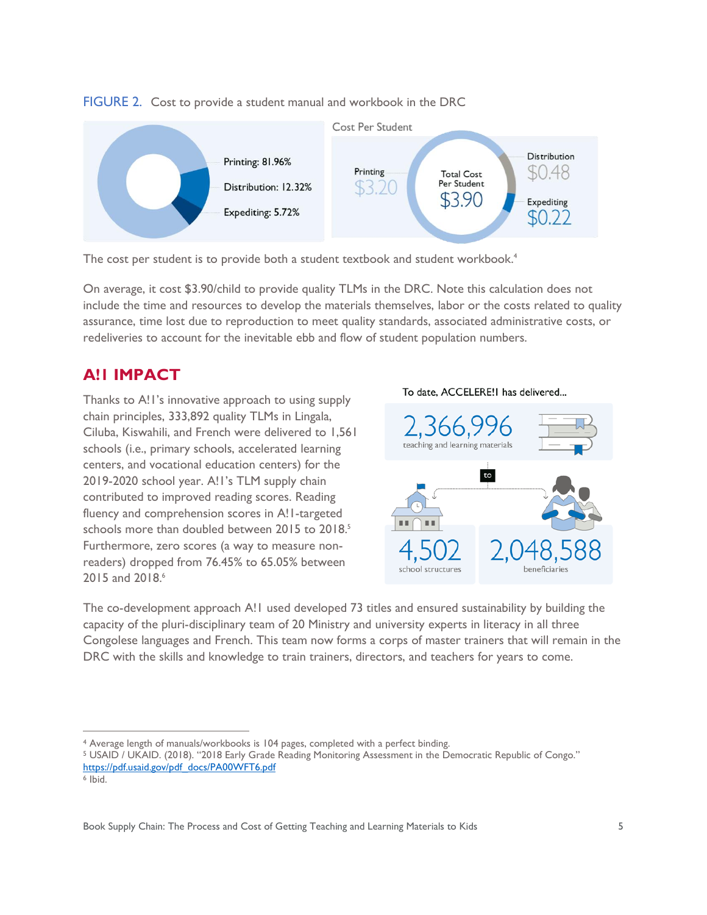FIGURE 2. Cost to provide a student manual and workbook in the DRC

Printing: 81.96%

Distribution: 12.32%

Expediting: 5.72%

Cost Per Student

Printing $3.20

Total Cost Per Student $3.90

Distribution $0.48

Expediting $0.22

The cost per student is to provide both a student textbook and student workbook.[4]

On average, it cost $3.90/child to provide quality TLMs in the DRC. Note this calculation does not include the time and resources to develop the materials themselves, labor or the costs related to quality assurance, time lost due to reproduction to meet quality standards, associated administrative costs, or redeliveries to account for the inevitable ebb and flow of student population numbers.

## A!I IMPACT

Thanks to A!I's innovative approach to using supply chain principles, 333,892 quality TLMs in Lingala, Ciluba, Kiswahili, and French were delivered to 1,561 schools (i.e., primary schools, accelerated learning centers, and vocational education centers) for the 2019-2020 school year. A!I's TLM supply chain contributed to improved reading scores. Reading fluency and comprehension scores in A!I-targeted schools more than doubled between 2015 to 2018.[5] Furthermore, zero scores (a way to measure non-readers) dropped from 76.45% to 65.05% between 2015 and 2018.[6]

To date, ACCELERE!I has delivered...

2,366,996 teaching and learning materials

to

4,502 school structures

2,048,588 beneficiaries

The co-development approach A!I used developed 73 titles and ensured sustainability by building the capacity of the pluri-disciplinary team of 20 Ministry and university experts in literacy in all three Congolese languages and French. This team now forms a corps of master trainers that will remain in the DRC with the skills and knowledge to train trainers, directors, and teachers for years to come.

---

[4] Average length of manuals/workbooks is 104 pages, completed with a perfect binding.

[5] USAID / UKAID. (2018). "2018 Early Grade Reading Monitoring Assessment in the Democratic Republic of Congo." https://pdf.usaid.gov/pdf_docs/PA00WFT6.pdf

[6] Ibid.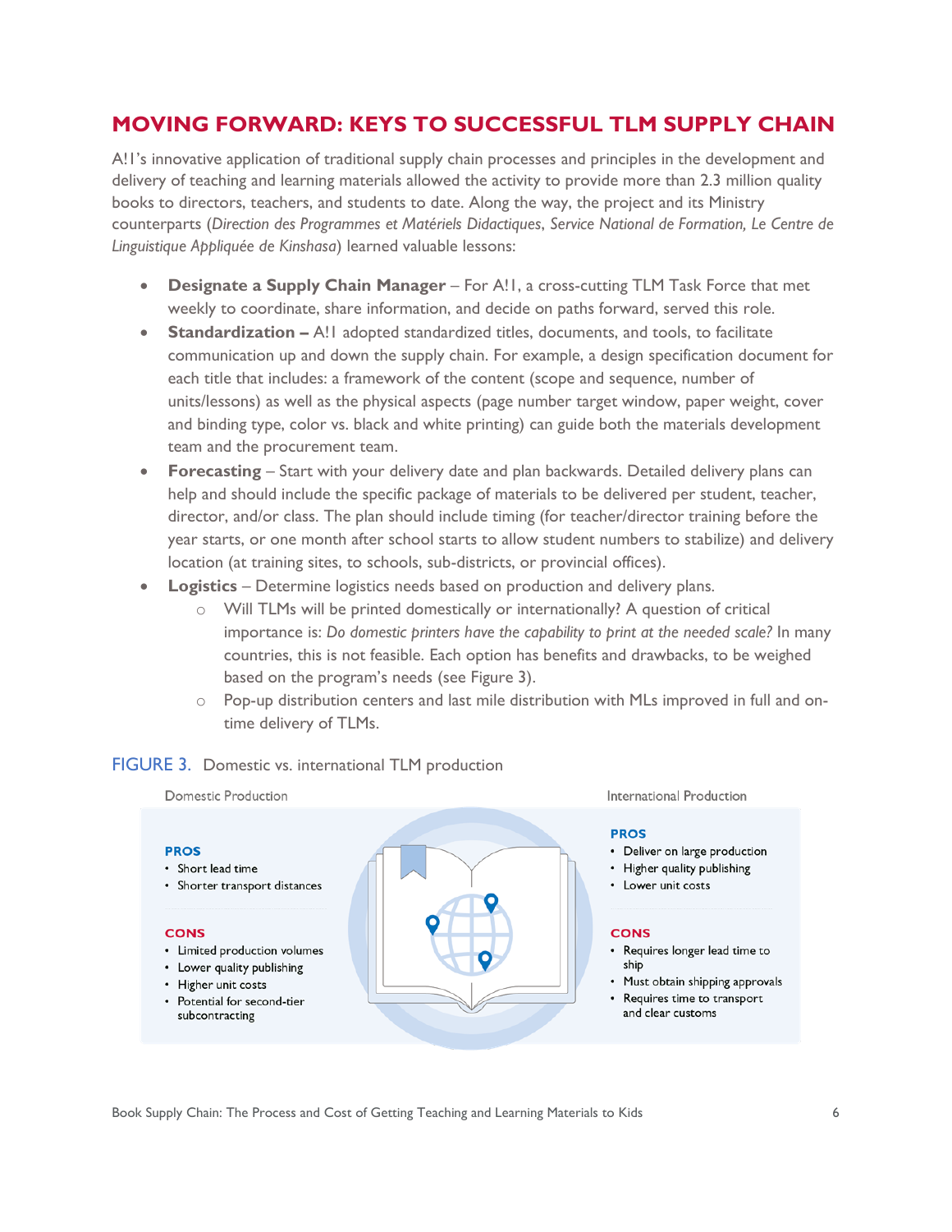## MOVING FORWARD: KEYS TO SUCCESSFUL TLM SUPPLY CHAIN

A!I's innovative application of traditional supply chain processes and principles in the development and delivery of teaching and learning materials allowed the activity to provide more than 2.3 million quality books to directors, teachers, and students to date. Along the way, the project and its Ministry counterparts (*Direction des Programmes et Matériels Didactiques*, *Service National de Formation, Le Centre de Linguistique Appliquée de Kinshasa*) learned valuable lessons:

- **Designate a Supply Chain Manager** – For A!I, a cross-cutting TLM Task Force that met weekly to coordinate, share information, and decide on paths forward, served this role.
- **Standardization –** A!I adopted standardized titles, documents, and tools, to facilitate communication up and down the supply chain. For example, a design specification document for each title that includes: a framework of the content (scope and sequence, number of units/lessons) as well as the physical aspects (page number target window, paper weight, cover and binding type, color vs. black and white printing) can guide both the materials development team and the procurement team.
- **Forecasting** – Start with your delivery date and plan backwards. Detailed delivery plans can help and should include the specific package of materials to be delivered per student, teacher, director, and/or class. The plan should include timing (for teacher/director training before the year starts, or one month after school starts to allow student numbers to stabilize) and delivery location (at training sites, to schools, sub-districts, or provincial offices).
- **Logistics** – Determine logistics needs based on production and delivery plans.
  - Will TLMs will be printed domestically or internationally? A question of critical importance is: *Do domestic printers have the capability to print at the needed scale?* In many countries, this is not feasible. Each option has benefits and drawbacks, to be weighed based on the program's needs (see Figure 3).
  - Pop-up distribution centers and last mile distribution with MLs improved in full and on-time delivery of TLMs.

FIGURE 3. Domestic vs. international TLM production

Domestic Production

PROS
- Short lead time
- Shorter transport distances

CONS
- Limited production volumes
- Lower quality publishing
- Higher unit costs
- Potential for second-tier subcontracting

International Production

PROS
- Deliver on large production
- Higher quality publishing
- Lower unit costs

CONS
- Requires longer lead time to ship
- Must obtain shipping approvals
- Requires time to transport and clear customs